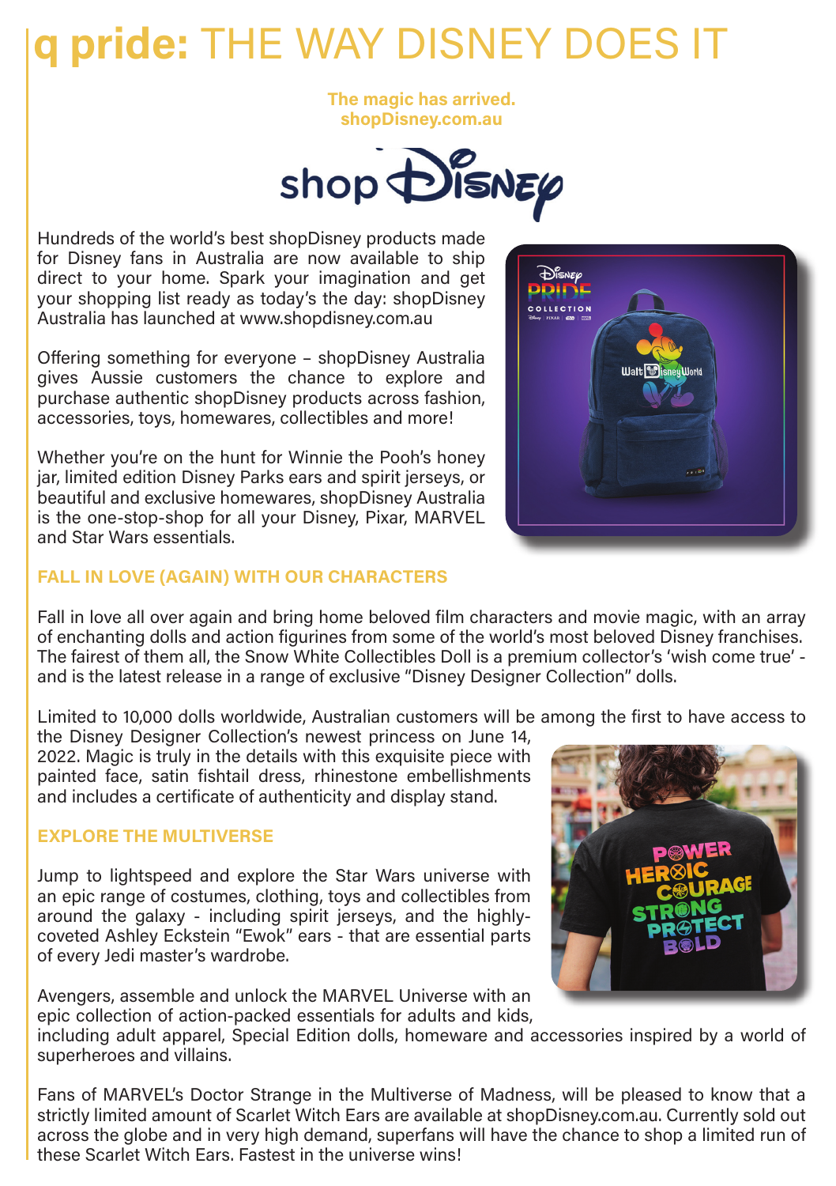# q pride: THE WAY DISNEY DOES IT

**The magic has arrived.**
**shopDisney.com.au**

Hundreds of the world's best shopDisney products made for Disney fans in Australia are now available to ship direct to your home. Spark your imagination and get your shopping list ready as today's the day: shopDisney Australia has launched at www.shopdisney.com.au

Offering something for everyone – shopDisney Australia gives Aussie customers the chance to explore and purchase authentic shopDisney products across fashion, accessories, toys, homewares, collectibles and more!

Whether you're on the hunt for Winnie the Pooh's honey jar, limited edition Disney Parks ears and spirit jerseys, or beautiful and exclusive homewares, shopDisney Australia is the one-stop-shop for all your Disney, Pixar, MARVEL and Star Wars essentials.

## FALL IN LOVE (AGAIN) WITH OUR CHARACTERS

Fall in love all over again and bring home beloved film characters and movie magic, with an array of enchanting dolls and action figurines from some of the world's most beloved Disney franchises. The fairest of them all, the Snow White Collectibles Doll is a premium collector's 'wish come true' - and is the latest release in a range of exclusive "Disney Designer Collection" dolls.

Limited to 10,000 dolls worldwide, Australian customers will be among the first to have access to the Disney Designer Collection's newest princess on June 14, 2022. Magic is truly in the details with this exquisite piece with painted face, satin fishtail dress, rhinestone embellishments and includes a certificate of authenticity and display stand.

## EXPLORE THE MULTIVERSE

Jump to lightspeed and explore the Star Wars universe with an epic range of costumes, clothing, toys and collectibles from around the galaxy - including spirit jerseys, and the highly-coveted Ashley Eckstein "Ewok" ears - that are essential parts of every Jedi master's wardrobe.

Avengers, assemble and unlock the MARVEL Universe with an epic collection of action-packed essentials for adults and kids, including adult apparel, Special Edition dolls, homeware and accessories inspired by a world of superheroes and villains.

Fans of MARVEL's Doctor Strange in the Multiverse of Madness, will be pleased to know that a strictly limited amount of Scarlet Witch Ears are available at shopDisney.com.au. Currently sold out across the globe and in very high demand, superfans will have the chance to shop a limited run of these Scarlet Witch Ears. Fastest in the universe wins!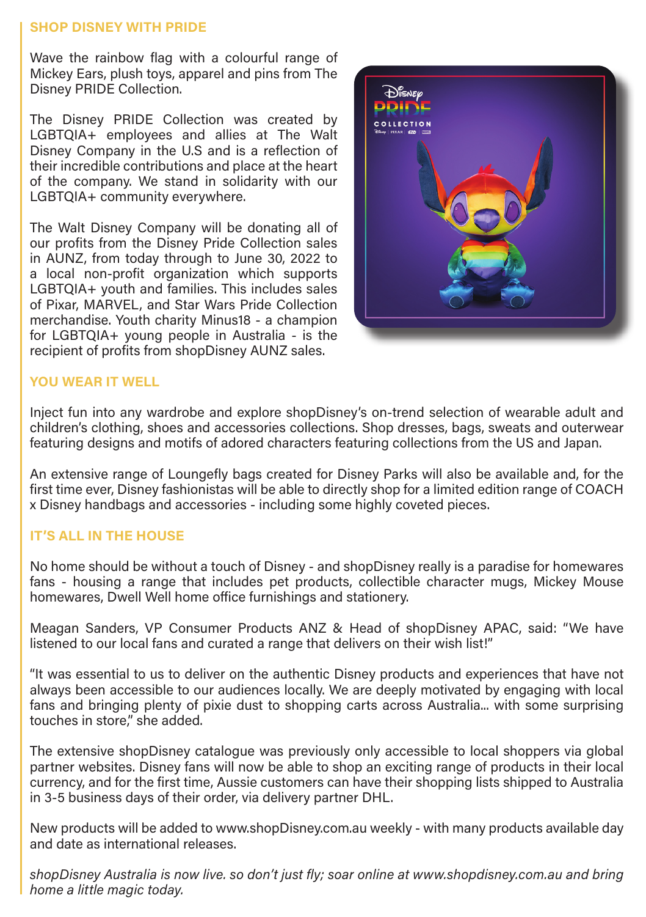## SHOP DISNEY WITH PRIDE

Wave the rainbow flag with a colourful range of Mickey Ears, plush toys, apparel and pins from The Disney PRIDE Collection.

The Disney PRIDE Collection was created by LGBTQIA+ employees and allies at The Walt Disney Company in the U.S and is a reflection of their incredible contributions and place at the heart of the company. We stand in solidarity with our LGBTQIA+ community everywhere.

The Walt Disney Company will be donating all of our profits from the Disney Pride Collection sales in AUNZ, from today through to June 30, 2022 to a local non-profit organization which supports LGBTQIA+ youth and families. This includes sales of Pixar, MARVEL, and Star Wars Pride Collection merchandise. Youth charity Minus18 - a champion for LGBTQIA+ young people in Australia - is the recipient of profits from shopDisney AUNZ sales.

## YOU WEAR IT WELL

Inject fun into any wardrobe and explore shopDisney's on-trend selection of wearable adult and children's clothing, shoes and accessories collections. Shop dresses, bags, sweats and outerwear featuring designs and motifs of adored characters featuring collections from the US and Japan.

An extensive range of Loungefly bags created for Disney Parks will also be available and, for the first time ever, Disney fashionistas will be able to directly shop for a limited edition range of COACH x Disney handbags and accessories - including some highly coveted pieces.

## IT'S ALL IN THE HOUSE

No home should be without a touch of Disney - and shopDisney really is a paradise for homewares fans - housing a range that includes pet products, collectible character mugs, Mickey Mouse homewares, Dwell Well home office furnishings and stationery.

Meagan Sanders, VP Consumer Products ANZ & Head of shopDisney APAC, said: "We have listened to our local fans and curated a range that delivers on their wish list!"

"It was essential to us to deliver on the authentic Disney products and experiences that have not always been accessible to our audiences locally. We are deeply motivated by engaging with local fans and bringing plenty of pixie dust to shopping carts across Australia... with some surprising touches in store," she added.

The extensive shopDisney catalogue was previously only accessible to local shoppers via global partner websites. Disney fans will now be able to shop an exciting range of products in their local currency, and for the first time, Aussie customers can have their shopping lists shipped to Australia in 3-5 business days of their order, via delivery partner DHL.

New products will be added to www.shopDisney.com.au weekly - with many products available day and date as international releases.

*shopDisney Australia is now live. so don't just fly; soar online at www.shopdisney.com.au and bring home a little magic today.*